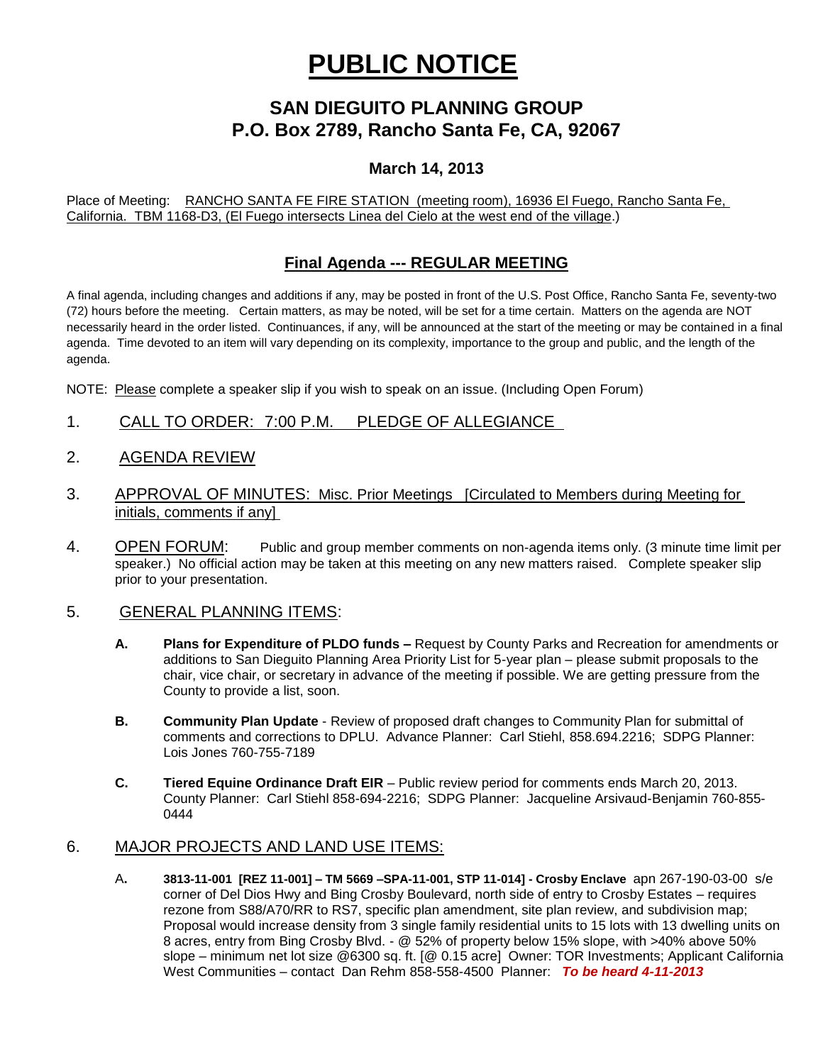# PUBLIC NOTICE

## SAN DIEGUITO PLANNING GROUP
## P.O. Box 2789, Rancho Santa Fe, CA, 92067

### March 14, 2013

Place of Meeting: RANCHO SANTA FE FIRE STATION (meeting room), 16936 El Fuego, Rancho Santa Fe, California. TBM 1168-D3, (El Fuego intersects Linea del Cielo at the west end of the village.)

## Final Agenda --- REGULAR MEETING

A final agenda, including changes and additions if any, may be posted in front of the U.S. Post Office, Rancho Santa Fe, seventy-two (72) hours before the meeting. Certain matters, as may be noted, will be set for a time certain. Matters on the agenda are NOT necessarily heard in the order listed. Continuances, if any, will be announced at the start of the meeting or may be contained in a final agenda. Time devoted to an item will vary depending on its complexity, importance to the group and public, and the length of the agenda.

NOTE: Please complete a speaker slip if you wish to speak on an issue. (Including Open Forum)

1. CALL TO ORDER: 7:00 P.M. PLEDGE OF ALLEGIANCE

2. AGENDA REVIEW

3. APPROVAL OF MINUTES: Misc. Prior Meetings [Circulated to Members during Meeting for initials, comments if any]

4. OPEN FORUM: Public and group member comments on non-agenda items only. (3 minute time limit per speaker.) No official action may be taken at this meeting on any new matters raised. Complete speaker slip prior to your presentation.

5. GENERAL PLANNING ITEMS:

   **A. Plans for Expenditure of PLDO funds –** Request by County Parks and Recreation for amendments or additions to San Dieguito Planning Area Priority List for 5-year plan – please submit proposals to the chair, vice chair, or secretary in advance of the meeting if possible. We are getting pressure from the County to provide a list, soon.

   **B. Community Plan Update** - Review of proposed draft changes to Community Plan for submittal of comments and corrections to DPLU. Advance Planner: Carl Stiehl, 858.694.2216; SDPG Planner: Lois Jones 760-755-7189

   **C. Tiered Equine Ordinance Draft EIR** – Public review period for comments ends March 20, 2013. County Planner: Carl Stiehl 858-694-2216; SDPG Planner: Jacqueline Arsivaud-Benjamin 760-855-0444

6. MAJOR PROJECTS AND LAND USE ITEMS:

   A**. 3813-11-001 [REZ 11-001] – TM 5669 –SPA-11-001, STP 11-014] - Crosby Enclave** apn 267-190-03-00 s/e corner of Del Dios Hwy and Bing Crosby Boulevard, north side of entry to Crosby Estates – requires rezone from S88/A70/RR to RS7, specific plan amendment, site plan review, and subdivision map; Proposal would increase density from 3 single family residential units to 15 lots with 13 dwelling units on 8 acres, entry from Bing Crosby Blvd. - @ 52% of property below 15% slope, with >40% above 50% slope – minimum net lot size @6300 sq. ft. [@ 0.15 acre] Owner: TOR Investments; Applicant California West Communities – contact Dan Rehm 858-558-4500 Planner: ***To be heard 4-11-2013***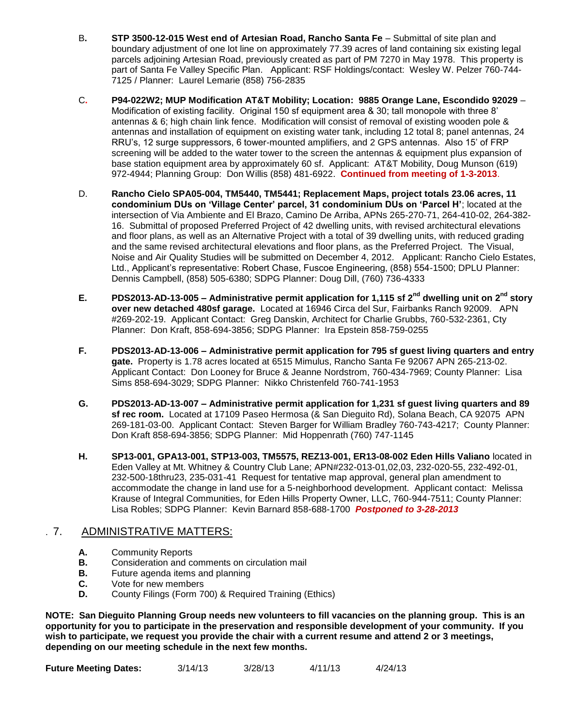B. **STP 3500-12-015 West end of Artesian Road, Rancho Santa Fe** – Submittal of site plan and boundary adjustment of one lot line on approximately 77.39 acres of land containing six existing legal parcels adjoining Artesian Road, previously created as part of PM 7270 in May 1978. This property is part of Santa Fe Valley Specific Plan. Applicant: RSF Holdings/contact: Wesley W. Pelzer 760-744-7125 / Planner: Laurel Lemarie (858) 756-2835

C. **P94-022W2; MUP Modification AT&T Mobility; Location: 9885 Orange Lane, Escondido 92029** – Modification of existing facility. Original 150 sf equipment area & 30; tall monopole with three 8' antennas & 6; high chain link fence. Modification will consist of removal of existing wooden pole & antennas and installation of equipment on existing water tank, including 12 total 8; panel antennas, 24 RRU's, 12 surge suppressors, 6 tower-mounted amplifiers, and 2 GPS antennas. Also 15' of FRP screening will be added to the water tower to the screen the antennas & equipment plus expansion of base station equipment area by approximately 60 sf. Applicant: AT&T Mobility, Doug Munson (619) 972-4944; Planning Group: Don Willis (858) 481-6922. **Continued from meeting of 1-3-2013**.

D. **Rancho Cielo SPA05-004, TM5440, TM5441; Replacement Maps, project totals 23.06 acres, 11 condominium DUs on 'Village Center' parcel, 31 condominium DUs on 'Parcel H'**; located at the intersection of Via Ambiente and El Brazo, Camino De Arriba, APNs 265-270-71, 264-410-02, 264-382-16. Submittal of proposed Preferred Project of 42 dwelling units, with revised architectural elevations and floor plans, as well as an Alternative Project with a total of 39 dwelling units, with reduced grading and the same revised architectural elevations and floor plans, as the Preferred Project. The Visual, Noise and Air Quality Studies will be submitted on December 4, 2012. Applicant: Rancho Cielo Estates, Ltd., Applicant's representative: Robert Chase, Fuscoe Engineering, (858) 554-1500; DPLU Planner: Dennis Campbell, (858) 505-6380; SDPG Planner: Doug Dill, (760) 736-4333

**E.** **PDS2013-AD-13-005 – Administrative permit application for 1,115 sf 2nd dwelling unit on 2nd story over new detached 480sf garage.** Located at 16946 Circa del Sur, Fairbanks Ranch 92009. APN #269-202-19. Applicant Contact: Greg Danskin, Architect for Charlie Grubbs, 760-532-2361, Cty Planner: Don Kraft, 858-694-3856; SDPG Planner: Ira Epstein 858-759-0255

**F.** **PDS2013-AD-13-006 – Administrative permit application for 795 sf guest living quarters and entry gate.** Property is 1.78 acres located at 6515 Mimulus, Rancho Santa Fe 92067 APN 265-213-02. Applicant Contact: Don Looney for Bruce & Jeanne Nordstrom, 760-434-7969; County Planner: Lisa Sims 858-694-3029; SDPG Planner: Nikko Christenfeld 760-741-1953

**G.** **PDS2013-AD-13-007 – Administrative permit application for 1,231 sf guest living quarters and 89 sf rec room.** Located at 17109 Paseo Hermosa (& San Dieguito Rd), Solana Beach, CA 92075 APN 269-181-03-00. Applicant Contact: Steven Barger for William Bradley 760-743-4217; County Planner: Don Kraft 858-694-3856; SDPG Planner: Mid Hoppenrath (760) 747-1145

**H.** **SP13-001, GPA13-001, STP13-003, TM5575, REZ13-001, ER13-08-002 Eden Hills Valiano** located in Eden Valley at Mt. Whitney & Country Club Lane; APN#232-013-01,02,03, 232-020-55, 232-492-01, 232-500-18thru23, 235-031-41 Request for tentative map approval, general plan amendment to accommodate the change in land use for a 5-neighborhood development. Applicant contact: Melissa Krause of Integral Communities, for Eden Hills Property Owner, LLC, 760-944-7511; County Planner: Lisa Robles; SDPG Planner: Kevin Barnard 858-688-1700 ***Postponed to 3-28-2013***

## 7. ADMINISTRATIVE MATTERS:

**A.** Community Reports
**B.** Consideration and comments on circulation mail
**B.** Future agenda items and planning
**C.** Vote for new members
**D.** County Filings (Form 700) & Required Training (Ethics)

**NOTE: San Dieguito Planning Group needs new volunteers to fill vacancies on the planning group. This is an opportunity for you to participate in the preservation and responsible development of your community. If you wish to participate, we request you provide the chair with a current resume and attend 2 or 3 meetings, depending on our meeting schedule in the next few months.**

**Future Meeting Dates:** 3/14/13 3/28/13 4/11/13 4/24/13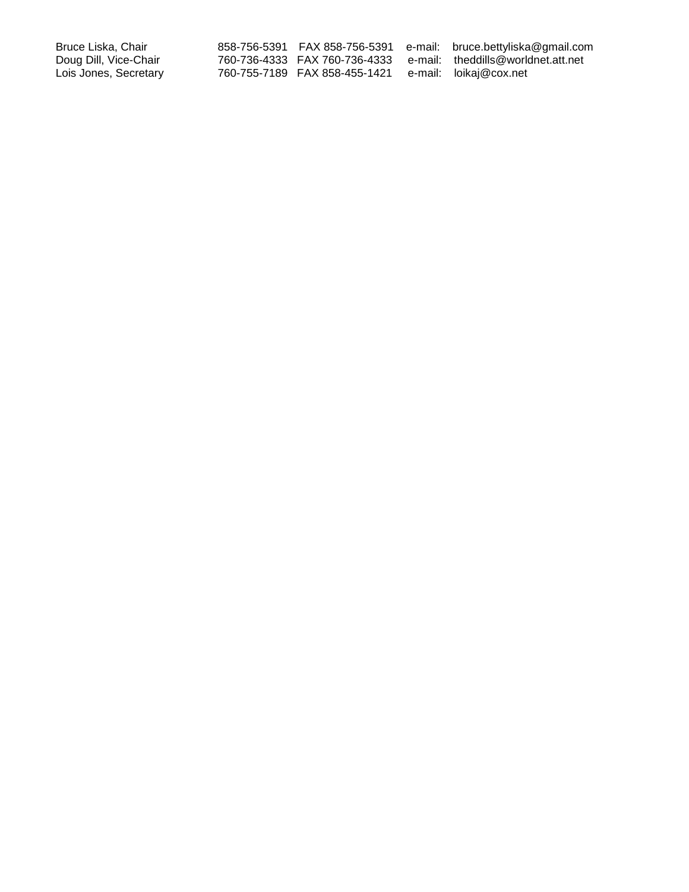| | | | |
|---|---|---|---|
| Bruce Liska, Chair | 858-756-5391 | FAX 858-756-5391 | e-mail: bruce.bettyliska@gmail.com |
| Doug Dill, Vice-Chair | 760-736-4333 | FAX 760-736-4333 | e-mail: theddills@worldnet.att.net |
| Lois Jones, Secretary | 760-755-7189 | FAX 858-455-1421 | e-mail: loikaj@cox.net |